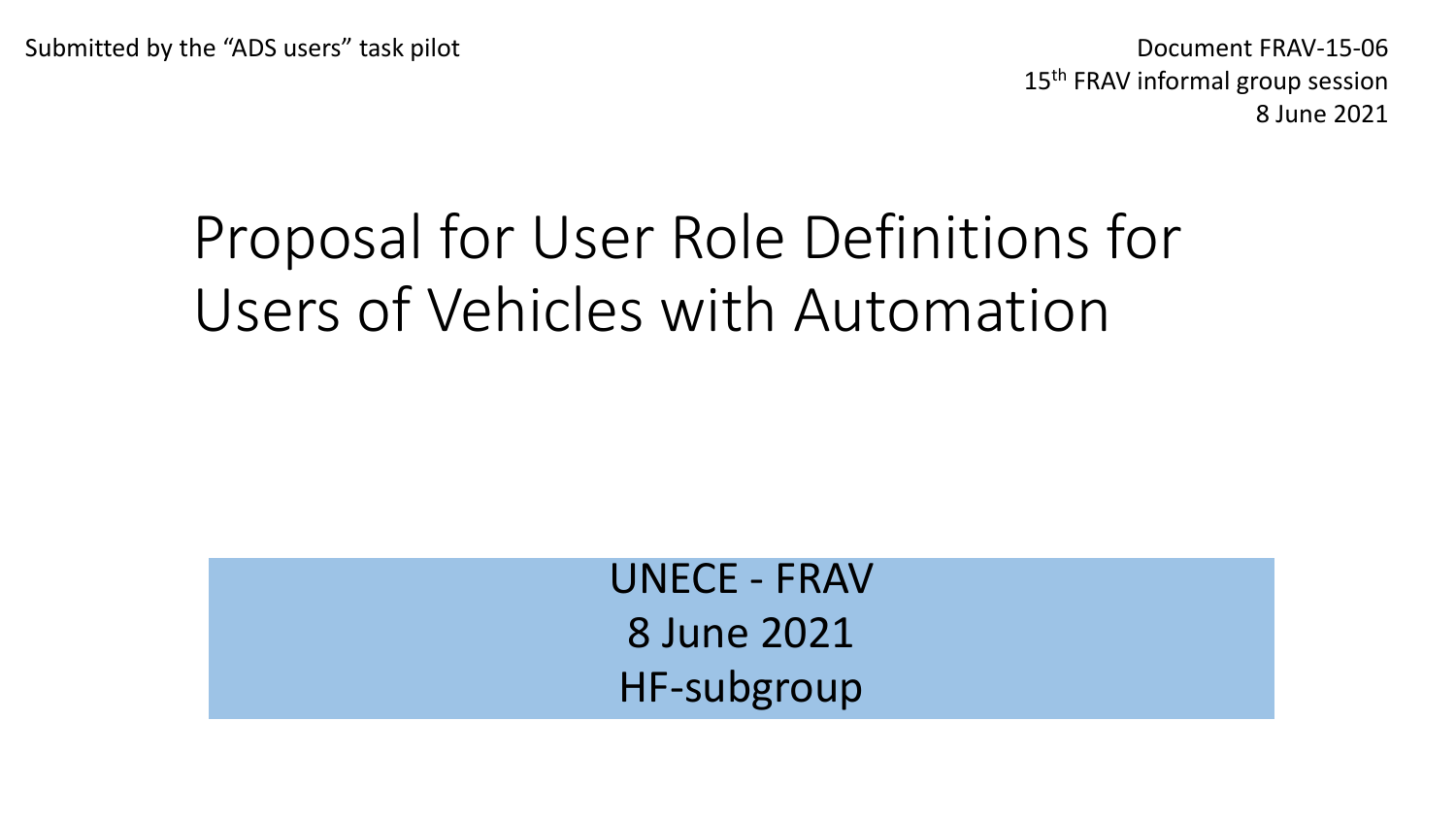Submitted by the “ADS users” task pilot

Document FRAV-15-06
15th FRAV informal group session
8 June 2021

# Proposal for User Role Definitions for Users of Vehicles with Automation

UNECE - FRAV
8 June 2021
HF-subgroup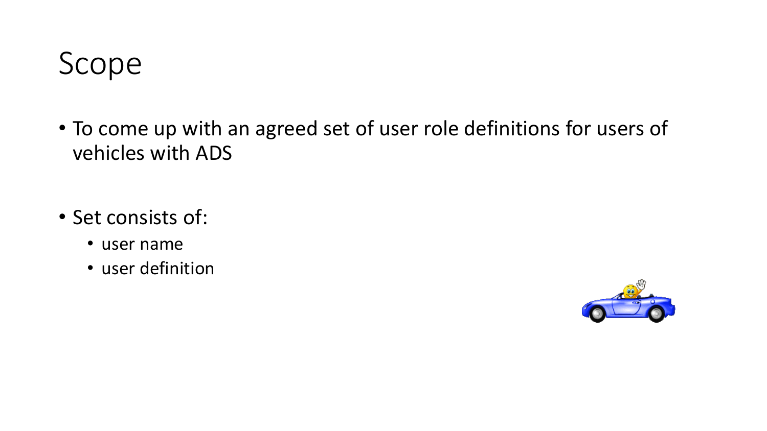# Scope

- To come up with an agreed set of user role definitions for users of vehicles with ADS

- Set consists of:
  - user name
  - user definition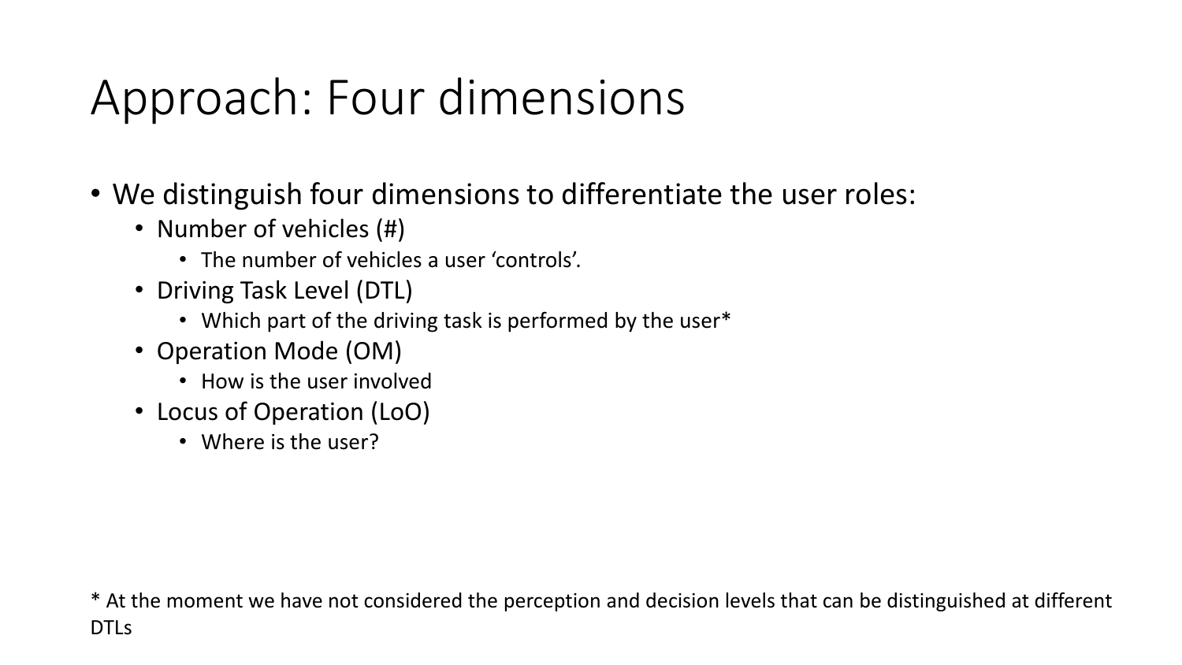# Approach: Four dimensions

- We distinguish four dimensions to differentiate the user roles:
  - Number of vehicles (#)
    - The number of vehicles a user ‘controls’.
  - Driving Task Level (DTL)
    - Which part of the driving task is performed by the user*
  - Operation Mode (OM)
    - How is the user involved
  - Locus of Operation (LoO)
    - Where is the user?

* At the moment we have not considered the perception and decision levels that can be distinguished at different DTLs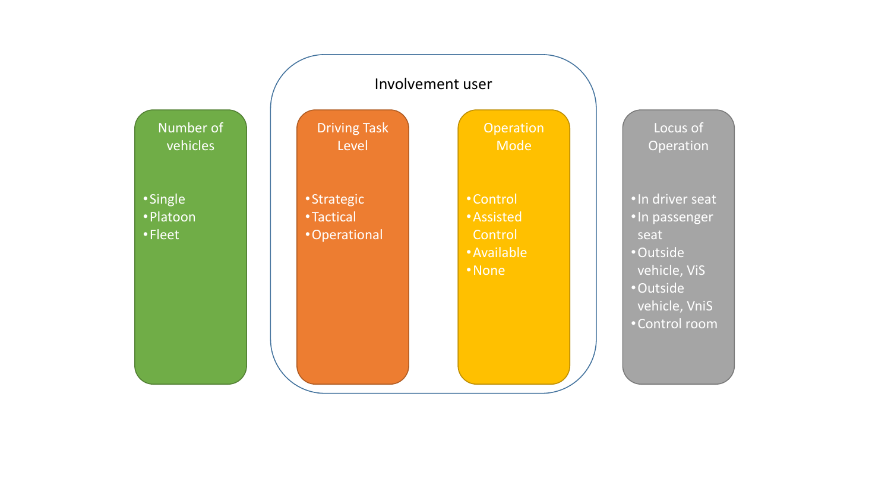Involvement user

Number of vehicles

- Single
- Platoon
- Fleet

Driving Task Level

- Strategic
- Tactical
- Operational

Operation Mode

- Control
- Assisted Control
- Available
- None

Locus of Operation

- In driver seat
- In passenger seat
- Outside vehicle, ViS
- Outside vehicle, VniS
- Control room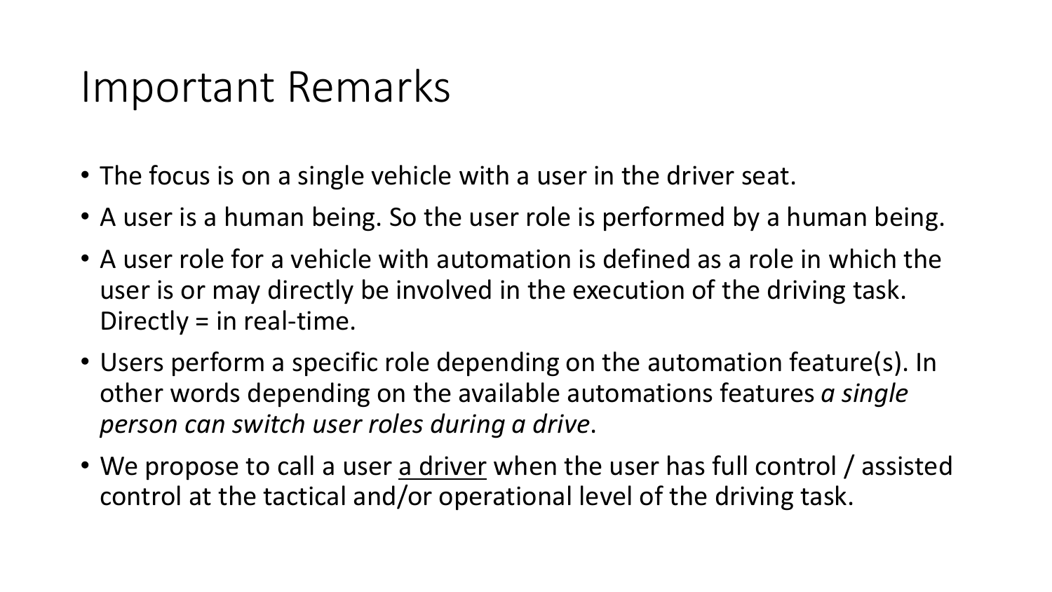# Important Remarks

- The focus is on a single vehicle with a user in the driver seat.
- A user is a human being. So the user role is performed by a human being.
- A user role for a vehicle with automation is defined as a role in which the user is or may directly be involved in the execution of the driving task. Directly = in real-time.
- Users perform a specific role depending on the automation feature(s). In other words depending on the available automations features *a single person can switch user roles during a drive*.
- We propose to call a user <u>a driver</u> when the user has full control / assisted control at the tactical and/or operational level of the driving task.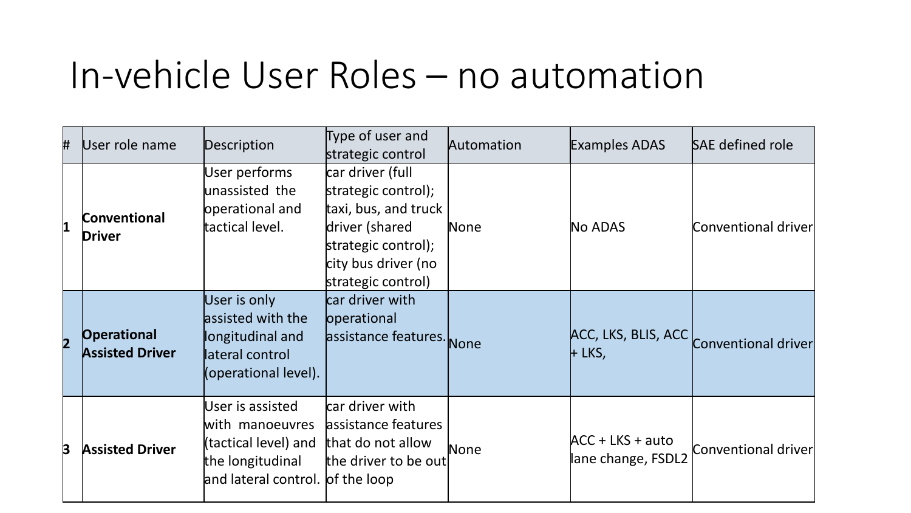# In-vehicle User Roles – no automation

| # | User role name | Description | Type of user and strategic control | Automation | Examples ADAS | SAE defined role |
|---|---|---|---|---|---|---|
| 1 | **Conventional Driver** | User performs unassisted the operational and tactical level. | car driver (full strategic control); taxi, bus, and truck driver (shared strategic control); city bus driver (no strategic control) | None | No ADAS | Conventional driver |
| 2 | **Operational Assisted Driver** | User is only assisted with the longitudinal and lateral control (operational level). | car driver with operational assistance features. | None | ACC, LKS, BLIS, ACC + LKS, | Conventional driver |
| 3 | **Assisted Driver** | User is assisted with manoeuvres (tactical level) and the longitudinal and lateral control. | car driver with assistance features that do not allow the driver to be out of the loop | None | ACC + LKS + auto lane change, FSDL2 | Conventional driver |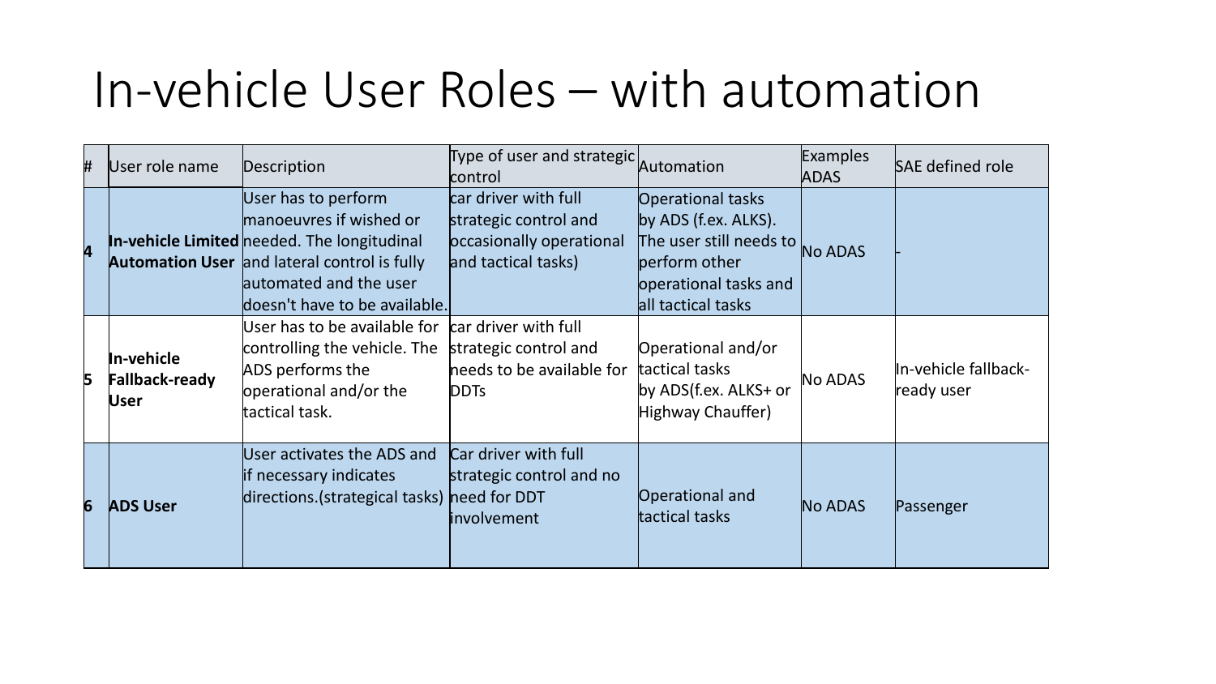# In-vehicle User Roles – with automation

| # | User role name | Description | Type of user and strategic control | Automation | Examples ADAS | SAE defined role |
|---|---|---|---|---|---|---|
| 4 | **In-vehicle Limited Automation User** | User has to perform manoeuvres if wished or needed. The longitudinal and lateral control is fully automated and the user doesn't have to be available. | car driver with full strategic control and occasionally operational and tactical tasks) | Operational tasks by ADS (f.ex. ALKS). The user still needs to perform other operational tasks and all tactical tasks | No ADAS | - |
| 5 | **In-vehicle Fallback-ready User** | User has to be available for controlling the vehicle. The ADS performs the operational and/or the tactical task. | car driver with full strategic control and needs to be available for DDTs | Operational and/or tactical tasks by ADS(f.ex. ALKS+ or Highway Chauffer) | No ADAS | In-vehicle fallback-ready user |
| 6 | **ADS User** | User activates the ADS and if necessary indicates directions.(strategical tasks) | Car driver with full strategic control and no need for DDT involvement | Operational and tactical tasks | No ADAS | Passenger |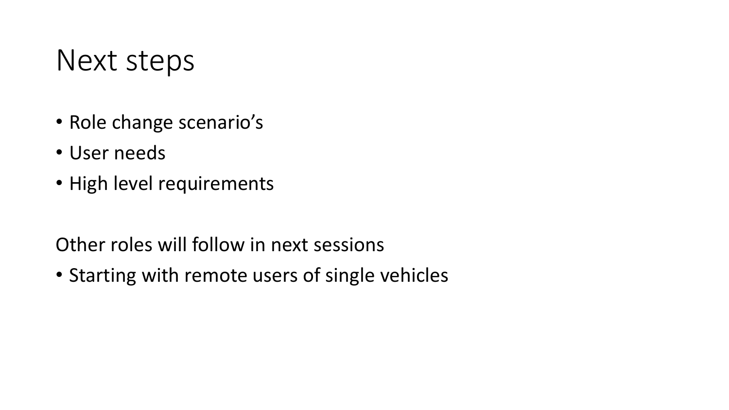# Next steps

- Role change scenario’s
- User needs
- High level requirements

Other roles will follow in next sessions

- Starting with remote users of single vehicles